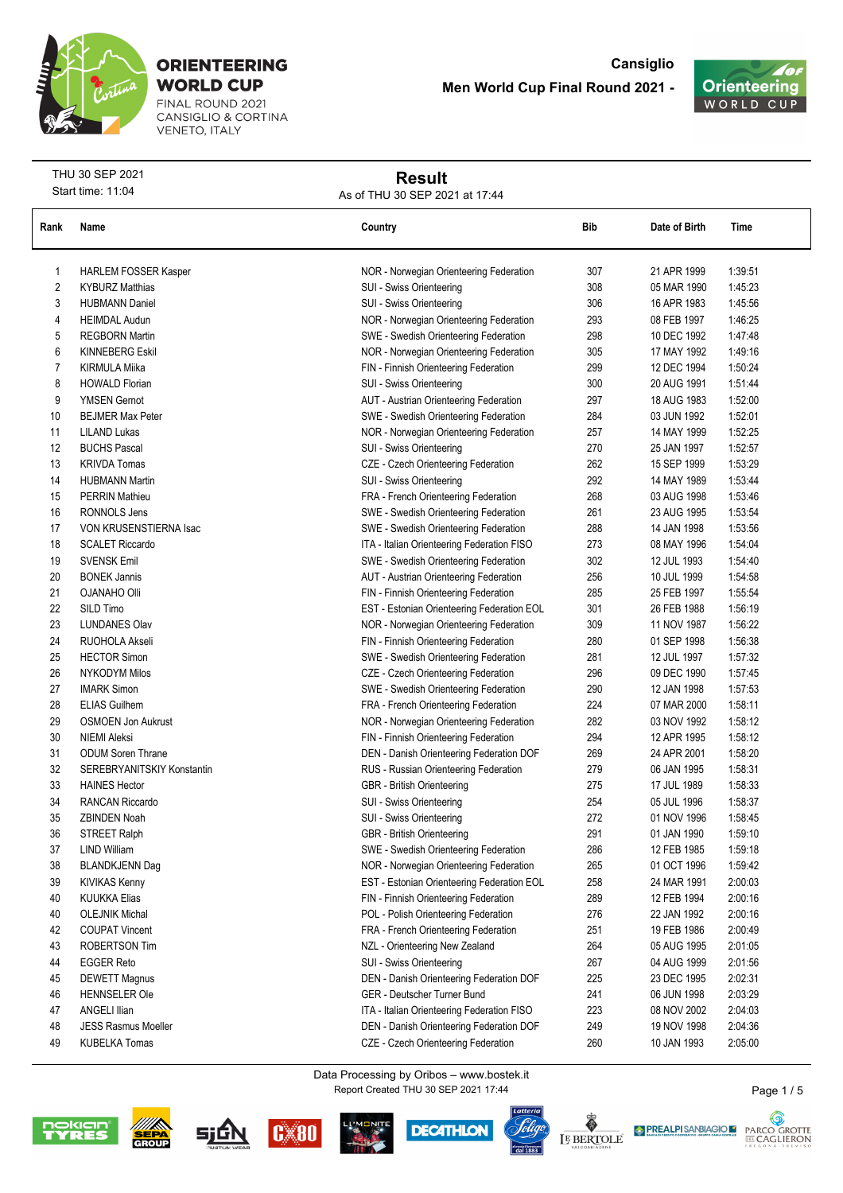# ORIENTEERING WORLD CUP

FINAL ROUND 2021
CANSIGLIO & CORTINA
VENETO, ITALY

**Cansiglio**

**Men World Cup Final Round 2021 -**

THU 30 SEP 2021
Start time: 11:04

## Result

As of THU 30 SEP 2021 at 17:44

| Rank | Name | Country | Bib | Date of Birth | Time |
|---|---|---|---|---|---|
| 1 | HARLEM FOSSER Kasper | NOR - Norwegian Orienteering Federation | 307 | 21 APR 1999 | 1:39:51 |
| 2 | KYBURZ Matthias | SUI - Swiss Orienteering | 308 | 05 MAR 1990 | 1:45:23 |
| 3 | HUBMANN Daniel | SUI - Swiss Orienteering | 306 | 16 APR 1983 | 1:45:56 |
| 4 | HEIMDAL Audun | NOR - Norwegian Orienteering Federation | 293 | 08 FEB 1997 | 1:46:25 |
| 5 | REGBORN Martin | SWE - Swedish Orienteering Federation | 298 | 10 DEC 1992 | 1:47:48 |
| 6 | KINNEBERG Eskil | NOR - Norwegian Orienteering Federation | 305 | 17 MAY 1992 | 1:49:16 |
| 7 | KIRMULA Miika | FIN - Finnish Orienteering Federation | 299 | 12 DEC 1994 | 1:50:24 |
| 8 | HOWALD Florian | SUI - Swiss Orienteering | 300 | 20 AUG 1991 | 1:51:44 |
| 9 | YMSEN Gernot | AUT - Austrian Orienteering Federation | 297 | 18 AUG 1983 | 1:52:00 |
| 10 | BEJMER Max Peter | SWE - Swedish Orienteering Federation | 284 | 03 JUN 1992 | 1:52:01 |
| 11 | LILAND Lukas | NOR - Norwegian Orienteering Federation | 257 | 14 MAY 1999 | 1:52:25 |
| 12 | BUCHS Pascal | SUI - Swiss Orienteering | 270 | 25 JAN 1997 | 1:52:57 |
| 13 | KRIVDA Tomas | CZE - Czech Orienteering Federation | 262 | 15 SEP 1999 | 1:53:29 |
| 14 | HUBMANN Martin | SUI - Swiss Orienteering | 292 | 14 MAY 1989 | 1:53:44 |
| 15 | PERRIN Mathieu | FRA - French Orienteering Federation | 268 | 03 AUG 1998 | 1:53:46 |
| 16 | RONNOLS Jens | SWE - Swedish Orienteering Federation | 261 | 23 AUG 1995 | 1:53:54 |
| 17 | VON KRUSENSTIERNA Isac | SWE - Swedish Orienteering Federation | 288 | 14 JAN 1998 | 1:53:56 |
| 18 | SCALET Riccardo | ITA - Italian Orienteering Federation FISO | 273 | 08 MAY 1996 | 1:54:04 |
| 19 | SVENSK Emil | SWE - Swedish Orienteering Federation | 302 | 12 JUL 1993 | 1:54:40 |
| 20 | BONEK Jannis | AUT - Austrian Orienteering Federation | 256 | 10 JUL 1999 | 1:54:58 |
| 21 | OJANAHO Olli | FIN - Finnish Orienteering Federation | 285 | 25 FEB 1997 | 1:55:54 |
| 22 | SILD Timo | EST - Estonian Orienteering Federation EOL | 301 | 26 FEB 1988 | 1:56:19 |
| 23 | LUNDANES Olav | NOR - Norwegian Orienteering Federation | 309 | 11 NOV 1987 | 1:56:22 |
| 24 | RUOHOLA Akseli | FIN - Finnish Orienteering Federation | 280 | 01 SEP 1998 | 1:56:38 |
| 25 | HECTOR Simon | SWE - Swedish Orienteering Federation | 281 | 12 JUL 1997 | 1:57:32 |
| 26 | NYKODYM Milos | CZE - Czech Orienteering Federation | 296 | 09 DEC 1990 | 1:57:45 |
| 27 | IMARK Simon | SWE - Swedish Orienteering Federation | 290 | 12 JAN 1998 | 1:57:53 |
| 28 | ELIAS Guilhem | FRA - French Orienteering Federation | 224 | 07 MAR 2000 | 1:58:11 |
| 29 | OSMOEN Jon Aukrust | NOR - Norwegian Orienteering Federation | 282 | 03 NOV 1992 | 1:58:12 |
| 30 | NIEMI Aleksi | FIN - Finnish Orienteering Federation | 294 | 12 APR 1995 | 1:58:12 |
| 31 | ODUM Soren Thrane | DEN - Danish Orienteering Federation DOF | 269 | 24 APR 2001 | 1:58:20 |
| 32 | SEREBRYANITSKIY Konstantin | RUS - Russian Orienteering Federation | 279 | 06 JAN 1995 | 1:58:31 |
| 33 | HAINES Hector | GBR - British Orienteering | 275 | 17 JUL 1989 | 1:58:33 |
| 34 | RANCAN Riccardo | SUI - Swiss Orienteering | 254 | 05 JUL 1996 | 1:58:37 |
| 35 | ZBINDEN Noah | SUI - Swiss Orienteering | 272 | 01 NOV 1996 | 1:58:45 |
| 36 | STREET Ralph | GBR - British Orienteering | 291 | 01 JAN 1990 | 1:59:10 |
| 37 | LIND William | SWE - Swedish Orienteering Federation | 286 | 12 FEB 1985 | 1:59:18 |
| 38 | BLANDKJENN Dag | NOR - Norwegian Orienteering Federation | 265 | 01 OCT 1996 | 1:59:42 |
| 39 | KIVIKAS Kenny | EST - Estonian Orienteering Federation EOL | 258 | 24 MAR 1991 | 2:00:03 |
| 40 | KUUKKA Elias | FIN - Finnish Orienteering Federation | 289 | 12 FEB 1994 | 2:00:16 |
| 40 | OLEJNIK Michal | POL - Polish Orienteering Federation | 276 | 22 JAN 1992 | 2:00:16 |
| 42 | COUPAT Vincent | FRA - French Orienteering Federation | 251 | 19 FEB 1986 | 2:00:49 |
| 43 | ROBERTSON Tim | NZL - Orienteering New Zealand | 264 | 05 AUG 1995 | 2:01:05 |
| 44 | EGGER Reto | SUI - Swiss Orienteering | 267 | 04 AUG 1999 | 2:01:56 |
| 45 | DEWETT Magnus | DEN - Danish Orienteering Federation DOF | 225 | 23 DEC 1995 | 2:02:31 |
| 46 | HENNSELER Ole | GER - Deutscher Turner Bund | 241 | 06 JUN 1998 | 2:03:29 |
| 47 | ANGELI Ilian | ITA - Italian Orienteering Federation FISO | 223 | 08 NOV 2002 | 2:04:03 |
| 48 | JESS Rasmus Moeller | DEN - Danish Orienteering Federation DOF | 249 | 19 NOV 1998 | 2:04:36 |
| 49 | KUBELKA Tomas | CZE - Czech Orienteering Federation | 260 | 10 JAN 1993 | 2:05:00 |

Data Processing by Oribos – www.bostek.it
Report Created THU 30 SEP 2021 17:44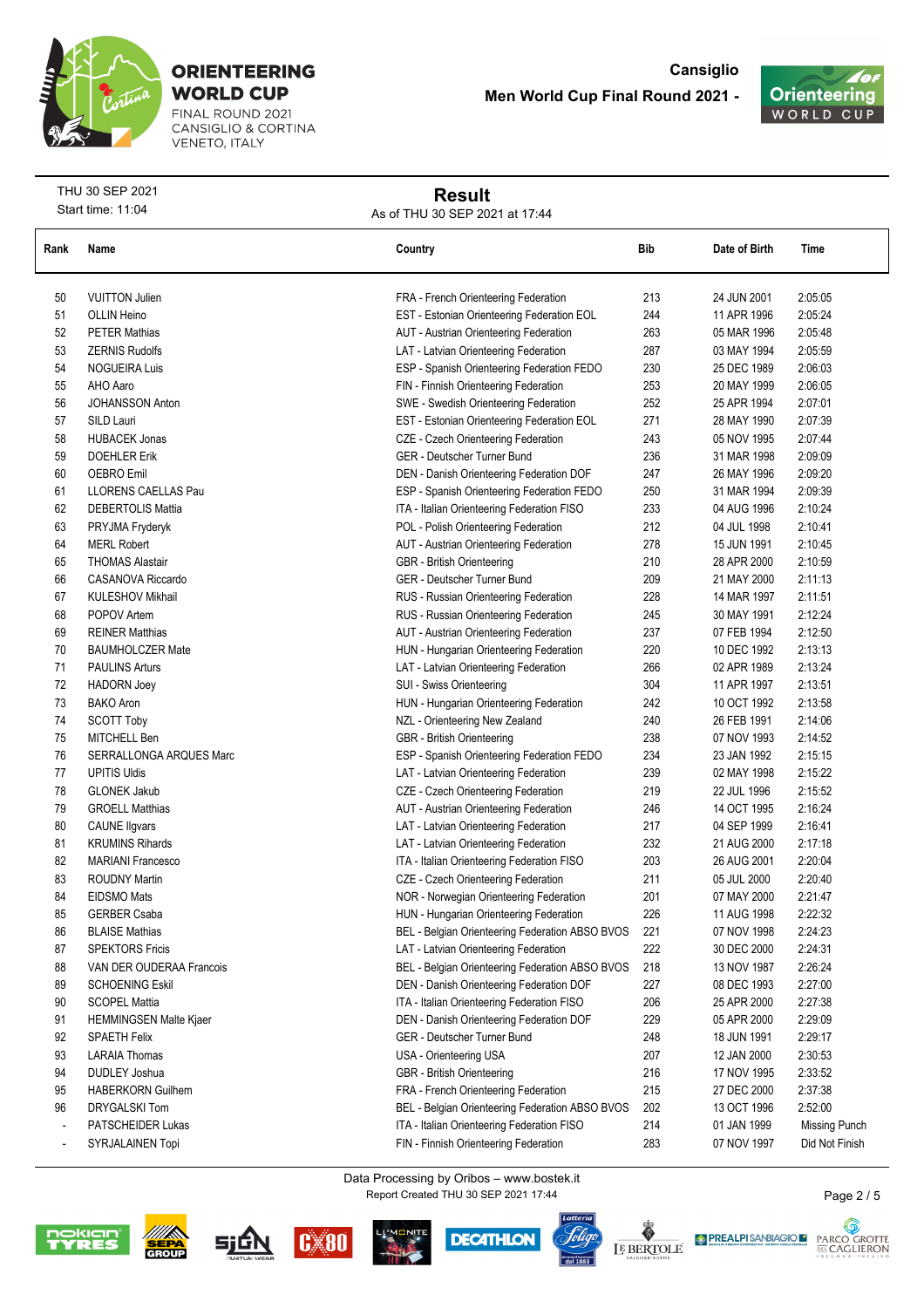ORIENTEERING WORLD CUP
FINAL ROUND 2021
CANSIGLIO & CORTINA
VENETO, ITALY

**Cansiglio**
**Men World Cup Final Round 2021 -**

THU 30 SEP 2021
Start time: 11:04

# Result

As of THU 30 SEP 2021 at 17:44

| Rank | Name | Country | Bib | Date of Birth | Time |
|---|---|---|---|---|---|
| 50 | VUITTON Julien | FRA - French Orienteering Federation | 213 | 24 JUN 2001 | 2:05:05 |
| 51 | OLLIN Heino | EST - Estonian Orienteering Federation EOL | 244 | 11 APR 1996 | 2:05:24 |
| 52 | PETER Mathias | AUT - Austrian Orienteering Federation | 263 | 05 MAR 1996 | 2:05:48 |
| 53 | ZERNIS Rudolfs | LAT - Latvian Orienteering Federation | 287 | 03 MAY 1994 | 2:05:59 |
| 54 | NOGUEIRA Luis | ESP - Spanish Orienteering Federation FEDO | 230 | 25 DEC 1989 | 2:06:03 |
| 55 | AHO Aaro | FIN - Finnish Orienteering Federation | 253 | 20 MAY 1999 | 2:06:05 |
| 56 | JOHANSSON Anton | SWE - Swedish Orienteering Federation | 252 | 25 APR 1994 | 2:07:01 |
| 57 | SILD Lauri | EST - Estonian Orienteering Federation EOL | 271 | 28 MAY 1990 | 2:07:39 |
| 58 | HUBACEK Jonas | CZE - Czech Orienteering Federation | 243 | 05 NOV 1995 | 2:07:44 |
| 59 | DOEHLER Erik | GER - Deutscher Turner Bund | 236 | 31 MAR 1998 | 2:09:09 |
| 60 | OEBRO Emil | DEN - Danish Orienteering Federation DOF | 247 | 26 MAY 1996 | 2:09:20 |
| 61 | LLORENS CAELLAS Pau | ESP - Spanish Orienteering Federation FEDO | 250 | 31 MAR 1994 | 2:09:39 |
| 62 | DEBERTOLIS Mattia | ITA - Italian Orienteering Federation FISO | 233 | 04 AUG 1996 | 2:10:24 |
| 63 | PRYJMA Fryderyk | POL - Polish Orienteering Federation | 212 | 04 JUL 1998 | 2:10:41 |
| 64 | MERL Robert | AUT - Austrian Orienteering Federation | 278 | 15 JUN 1991 | 2:10:45 |
| 65 | THOMAS Alastair | GBR - British Orienteering | 210 | 28 APR 2000 | 2:10:59 |
| 66 | CASANOVA Riccardo | GER - Deutscher Turner Bund | 209 | 21 MAY 2000 | 2:11:13 |
| 67 | KULESHOV Mikhail | RUS - Russian Orienteering Federation | 228 | 14 MAR 1997 | 2:11:51 |
| 68 | POPOV Artem | RUS - Russian Orienteering Federation | 245 | 30 MAY 1991 | 2:12:24 |
| 69 | REINER Matthias | AUT - Austrian Orienteering Federation | 237 | 07 FEB 1994 | 2:12:50 |
| 70 | BAUMHOLCZER Mate | HUN - Hungarian Orienteering Federation | 220 | 10 DEC 1992 | 2:13:13 |
| 71 | PAULINS Arturs | LAT - Latvian Orienteering Federation | 266 | 02 APR 1989 | 2:13:24 |
| 72 | HADORN Joey | SUI - Swiss Orienteering | 304 | 11 APR 1997 | 2:13:51 |
| 73 | BAKO Aron | HUN - Hungarian Orienteering Federation | 242 | 10 OCT 1992 | 2:13:58 |
| 74 | SCOTT Toby | NZL - Orienteering New Zealand | 240 | 26 FEB 1991 | 2:14:06 |
| 75 | MITCHELL Ben | GBR - British Orienteering | 238 | 07 NOV 1993 | 2:14:52 |
| 76 | SERRALLONGA ARQUES Marc | ESP - Spanish Orienteering Federation FEDO | 234 | 23 JAN 1992 | 2:15:15 |
| 77 | UPITIS Uldis | LAT - Latvian Orienteering Federation | 239 | 02 MAY 1998 | 2:15:22 |
| 78 | GLONEK Jakub | CZE - Czech Orienteering Federation | 219 | 22 JUL 1996 | 2:15:52 |
| 79 | GROELL Matthias | AUT - Austrian Orienteering Federation | 246 | 14 OCT 1995 | 2:16:24 |
| 80 | CAUNE Ilgvars | LAT - Latvian Orienteering Federation | 217 | 04 SEP 1999 | 2:16:41 |
| 81 | KRUMINS Rihards | LAT - Latvian Orienteering Federation | 232 | 21 AUG 2000 | 2:17:18 |
| 82 | MARIANI Francesco | ITA - Italian Orienteering Federation FISO | 203 | 26 AUG 2001 | 2:20:04 |
| 83 | ROUDNY Martin | CZE - Czech Orienteering Federation | 211 | 05 JUL 2000 | 2:20:40 |
| 84 | EIDSMO Mats | NOR - Norwegian Orienteering Federation | 201 | 07 MAY 2000 | 2:21:47 |
| 85 | GERBER Csaba | HUN - Hungarian Orienteering Federation | 226 | 11 AUG 1998 | 2:22:32 |
| 86 | BLAISE Mathias | BEL - Belgian Orienteering Federation ABSO BVOS | 221 | 07 NOV 1998 | 2:24:23 |
| 87 | SPEKTORS Fricis | LAT - Latvian Orienteering Federation | 222 | 30 DEC 2000 | 2:24:31 |
| 88 | VAN DER OUDERAA Francois | BEL - Belgian Orienteering Federation ABSO BVOS | 218 | 13 NOV 1987 | 2:26:24 |
| 89 | SCHOENING Eskil | DEN - Danish Orienteering Federation DOF | 227 | 08 DEC 1993 | 2:27:00 |
| 90 | SCOPEL Mattia | ITA - Italian Orienteering Federation FISO | 206 | 25 APR 2000 | 2:27:38 |
| 91 | HEMMINGSEN Malte Kjaer | DEN - Danish Orienteering Federation DOF | 229 | 05 APR 2000 | 2:29:09 |
| 92 | SPAETH Felix | GER - Deutscher Turner Bund | 248 | 18 JUN 1991 | 2:29:17 |
| 93 | LARAIA Thomas | USA - Orienteering USA | 207 | 12 JAN 2000 | 2:30:53 |
| 94 | DUDLEY Joshua | GBR - British Orienteering | 216 | 17 NOV 1995 | 2:33:52 |
| 95 | HABERKORN Guilhem | FRA - French Orienteering Federation | 215 | 27 DEC 2000 | 2:37:38 |
| 96 | DRYGALSKI Tom | BEL - Belgian Orienteering Federation ABSO BVOS | 202 | 13 OCT 1996 | 2:52:00 |
| - | PATSCHEIDER Lukas | ITA - Italian Orienteering Federation FISO | 214 | 01 JAN 1999 | Missing Punch |
| - | SYRJALAINEN Topi | FIN - Finnish Orienteering Federation | 283 | 07 NOV 1997 | Did Not Finish |

Data Processing by Oribos – www.bostek.it
Report Created THU 30 SEP 2021 17:44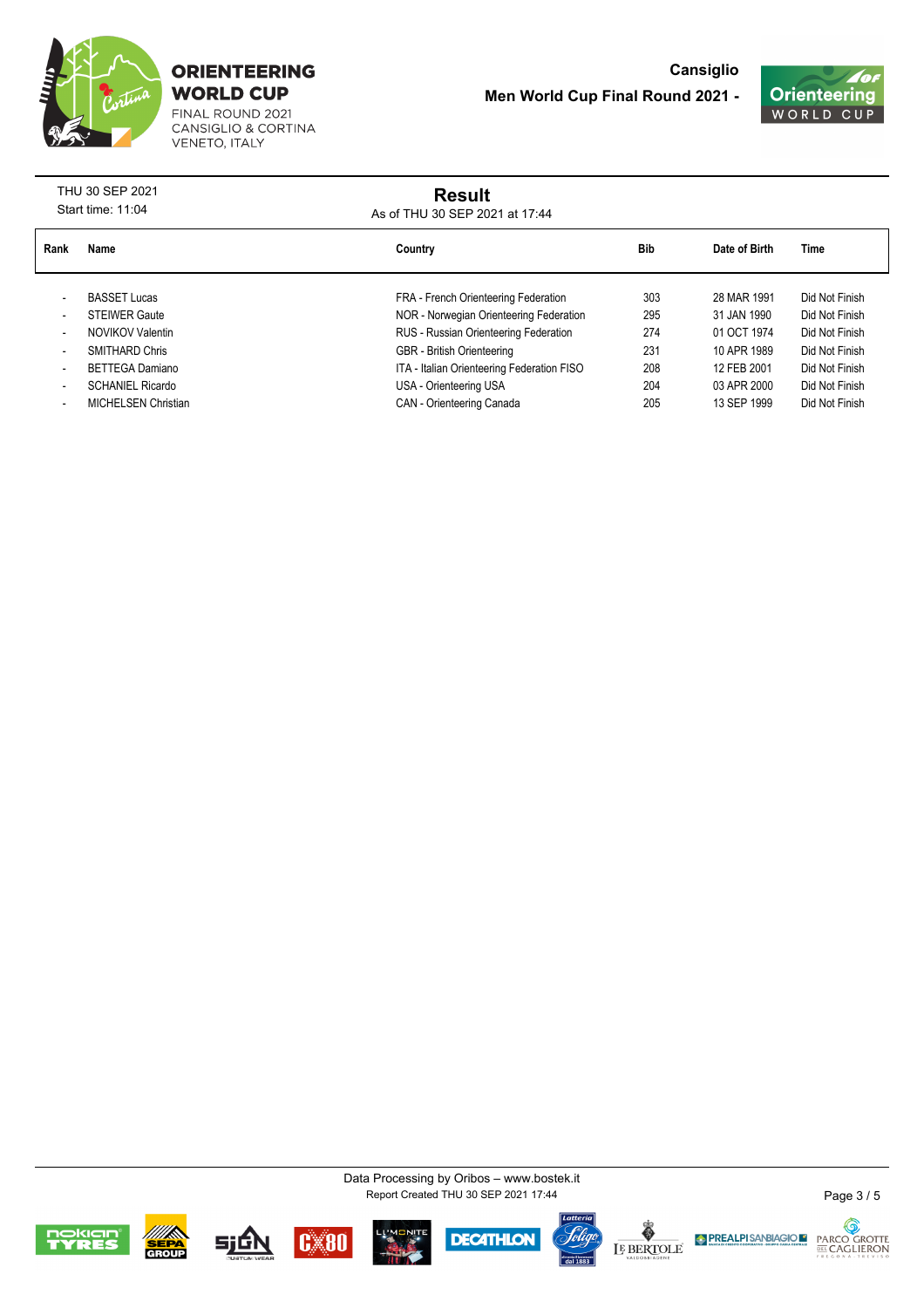ORIENTEERING WORLD CUP
FINAL ROUND 2021
CANSIGLIO & CORTINA
VENETO, ITALY

**Cansiglio**
**Men World Cup Final Round 2021 -**

THU 30 SEP 2021
Start time: 11:04

## Result

As of THU 30 SEP 2021 at 17:44

| Rank | Name | Country | Bib | Date of Birth | Time |
|---|---|---|---|---|---|
| - | BASSET Lucas | FRA - French Orienteering Federation | 303 | 28 MAR 1991 | Did Not Finish |
| - | STEIWER Gaute | NOR - Norwegian Orienteering Federation | 295 | 31 JAN 1990 | Did Not Finish |
| - | NOVIKOV Valentin | RUS - Russian Orienteering Federation | 274 | 01 OCT 1974 | Did Not Finish |
| - | SMITHARD Chris | GBR - British Orienteering | 231 | 10 APR 1989 | Did Not Finish |
| - | BETTEGA Damiano | ITA - Italian Orienteering Federation FISO | 208 | 12 FEB 2001 | Did Not Finish |
| - | SCHANIEL Ricardo | USA - Orienteering USA | 204 | 03 APR 2000 | Did Not Finish |
| - | MICHELSEN Christian | CAN - Orienteering Canada | 205 | 13 SEP 1999 | Did Not Finish |

Data Processing by Oribos – www.bostek.it
Report Created THU 30 SEP 2021 17:44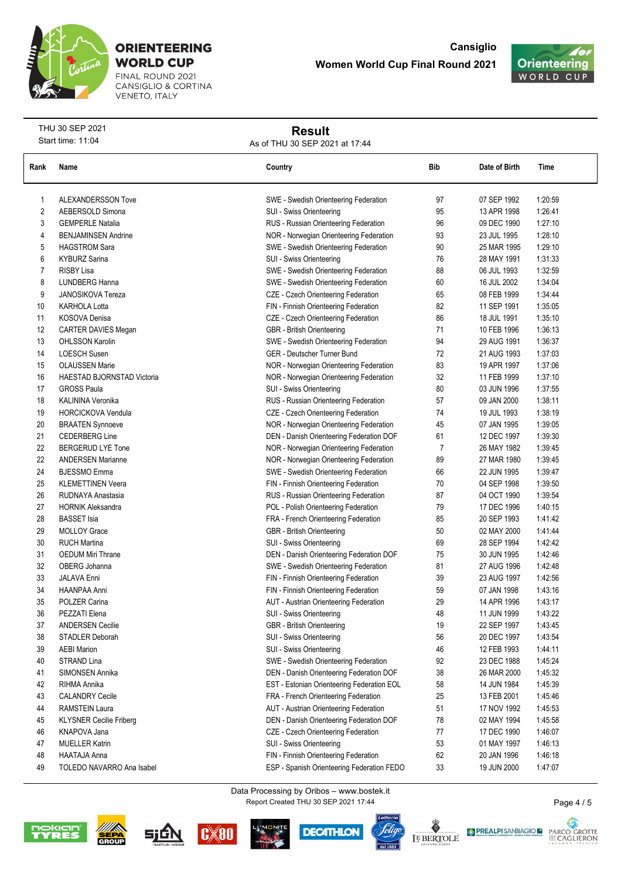# ORIENTEERING WORLD CUP

FINAL ROUND 2021
CANSIGLIO & CORTINA
VENETO, ITALY

**Cansiglio**

**Women World Cup Final Round 2021**

THU 30 SEP 2021
Start time: 11:04

## Result

As of THU 30 SEP 2021 at 17:44

| Rank | Name | Country | Bib | Date of Birth | Time |
|---|---|---|---|---|---|
| 1 | ALEXANDERSSON Tove | SWE - Swedish Orienteering Federation | 97 | 07 SEP 1992 | 1:20:59 |
| 2 | AEBERSOLD Simona | SUI - Swiss Orienteering | 95 | 13 APR 1998 | 1:26:41 |
| 3 | GEMPERLE Natalia | RUS - Russian Orienteering Federation | 96 | 09 DEC 1990 | 1:27:10 |
| 4 | BENJAMINSEN Andrine | NOR - Norwegian Orienteering Federation | 93 | 23 JUL 1995 | 1:28:10 |
| 5 | HAGSTROM Sara | SWE - Swedish Orienteering Federation | 90 | 25 MAR 1995 | 1:29:10 |
| 6 | KYBURZ Sarina | SUI - Swiss Orienteering | 76 | 28 MAY 1991 | 1:31:33 |
| 7 | RISBY Lisa | SWE - Swedish Orienteering Federation | 88 | 06 JUL 1993 | 1:32:59 |
| 8 | LUNDBERG Hanna | SWE - Swedish Orienteering Federation | 60 | 16 JUL 2002 | 1:34:04 |
| 9 | JANOSIKOVA Tereza | CZE - Czech Orienteering Federation | 65 | 08 FEB 1999 | 1:34:44 |
| 10 | KARHOLA Lotta | FIN - Finnish Orienteering Federation | 82 | 11 SEP 1991 | 1:35:05 |
| 11 | KOSOVA Denisa | CZE - Czech Orienteering Federation | 86 | 18 JUL 1991 | 1:35:10 |
| 12 | CARTER DAVIES Megan | GBR - British Orienteering | 71 | 10 FEB 1996 | 1:36:13 |
| 13 | OHLSSON Karolin | SWE - Swedish Orienteering Federation | 94 | 29 AUG 1991 | 1:36:37 |
| 14 | LOESCH Susen | GER - Deutscher Turner Bund | 72 | 21 AUG 1993 | 1:37:03 |
| 15 | OLAUSSEN Marie | NOR - Norwegian Orienteering Federation | 83 | 19 APR 1997 | 1:37:06 |
| 16 | HAESTAD BJORNSTAD Victoria | NOR - Norwegian Orienteering Federation | 32 | 11 FEB 1999 | 1:37:10 |
| 17 | GROSS Paula | SUI - Swiss Orienteering | 80 | 03 JUN 1996 | 1:37:55 |
| 18 | KALININA Veronika | RUS - Russian Orienteering Federation | 57 | 09 JAN 2000 | 1:38:11 |
| 19 | HORCICKOVA Vendula | CZE - Czech Orienteering Federation | 74 | 19 JUL 1993 | 1:38:19 |
| 20 | BRAATEN Synnoeve | NOR - Norwegian Orienteering Federation | 45 | 07 JAN 1995 | 1:39:05 |
| 21 | CEDERBERG Line | DEN - Danish Orienteering Federation DOF | 61 | 12 DEC 1997 | 1:39:30 |
| 22 | BERGERUD LYE Tone | NOR - Norwegian Orienteering Federation | 7 | 26 MAY 1982 | 1:39:45 |
| 22 | ANDERSEN Marianne | NOR - Norwegian Orienteering Federation | 89 | 27 MAR 1980 | 1:39:45 |
| 24 | BJESSMO Emma | SWE - Swedish Orienteering Federation | 66 | 22 JUN 1995 | 1:39:47 |
| 25 | KLEMETTINEN Veera | FIN - Finnish Orienteering Federation | 70 | 04 SEP 1998 | 1:39:50 |
| 26 | RUDNAYA Anastasia | RUS - Russian Orienteering Federation | 87 | 04 OCT 1990 | 1:39:54 |
| 27 | HORNIK Aleksandra | POL - Polish Orienteering Federation | 79 | 17 DEC 1996 | 1:40:15 |
| 28 | BASSET Isia | FRA - French Orienteering Federation | 85 | 20 SEP 1993 | 1:41:42 |
| 29 | MOLLOY Grace | GBR - British Orienteering | 50 | 02 MAY 2000 | 1:41:44 |
| 30 | RUCH Martina | SUI - Swiss Orienteering | 69 | 28 SEP 1994 | 1:42:42 |
| 31 | OEDUM Miri Thrane | DEN - Danish Orienteering Federation DOF | 75 | 30 JUN 1995 | 1:42:46 |
| 32 | OBERG Johanna | SWE - Swedish Orienteering Federation | 81 | 27 AUG 1996 | 1:42:48 |
| 33 | JALAVA Enni | FIN - Finnish Orienteering Federation | 39 | 23 AUG 1997 | 1:42:56 |
| 34 | HAANPAA Anni | FIN - Finnish Orienteering Federation | 59 | 07 JAN 1998 | 1:43:16 |
| 35 | POLZER Carina | AUT - Austrian Orienteering Federation | 29 | 14 APR 1996 | 1:43:17 |
| 36 | PEZZATI Elena | SUI - Swiss Orienteering | 48 | 11 JUN 1999 | 1:43:22 |
| 37 | ANDERSEN Cecilie | GBR - British Orienteering | 19 | 22 SEP 1997 | 1:43:45 |
| 38 | STADLER Deborah | SUI - Swiss Orienteering | 56 | 20 DEC 1997 | 1:43:54 |
| 39 | AEBI Marion | SUI - Swiss Orienteering | 46 | 12 FEB 1993 | 1:44:11 |
| 40 | STRAND Lina | SWE - Swedish Orienteering Federation | 92 | 23 DEC 1988 | 1:45:24 |
| 41 | SIMONSEN Annika | DEN - Danish Orienteering Federation DOF | 38 | 26 MAR 2000 | 1:45:32 |
| 42 | RIHMA Annika | EST - Estonian Orienteering Federation EOL | 58 | 14 JUN 1984 | 1:45:39 |
| 43 | CALANDRY Cecile | FRA - French Orienteering Federation | 25 | 13 FEB 2001 | 1:45:46 |
| 44 | RAMSTEIN Laura | AUT - Austrian Orienteering Federation | 51 | 17 NOV 1992 | 1:45:53 |
| 45 | KLYSNER Cecilie Friberg | DEN - Danish Orienteering Federation DOF | 78 | 02 MAY 1994 | 1:45:58 |
| 46 | KNAPOVA Jana | CZE - Czech Orienteering Federation | 77 | 17 DEC 1990 | 1:46:07 |
| 47 | MUELLER Katrin | SUI - Swiss Orienteering | 53 | 01 MAY 1997 | 1:46:13 |
| 48 | HAATAJA Anna | FIN - Finnish Orienteering Federation | 62 | 20 JAN 1996 | 1:46:18 |
| 49 | TOLEDO NAVARRO Ana Isabel | ESP - Spanish Orienteering Federation FEDO | 33 | 19 JUN 2000 | 1:47:07 |

Data Processing by Oribos – www.bostek.it
Report Created THU 30 SEP 2021 17:44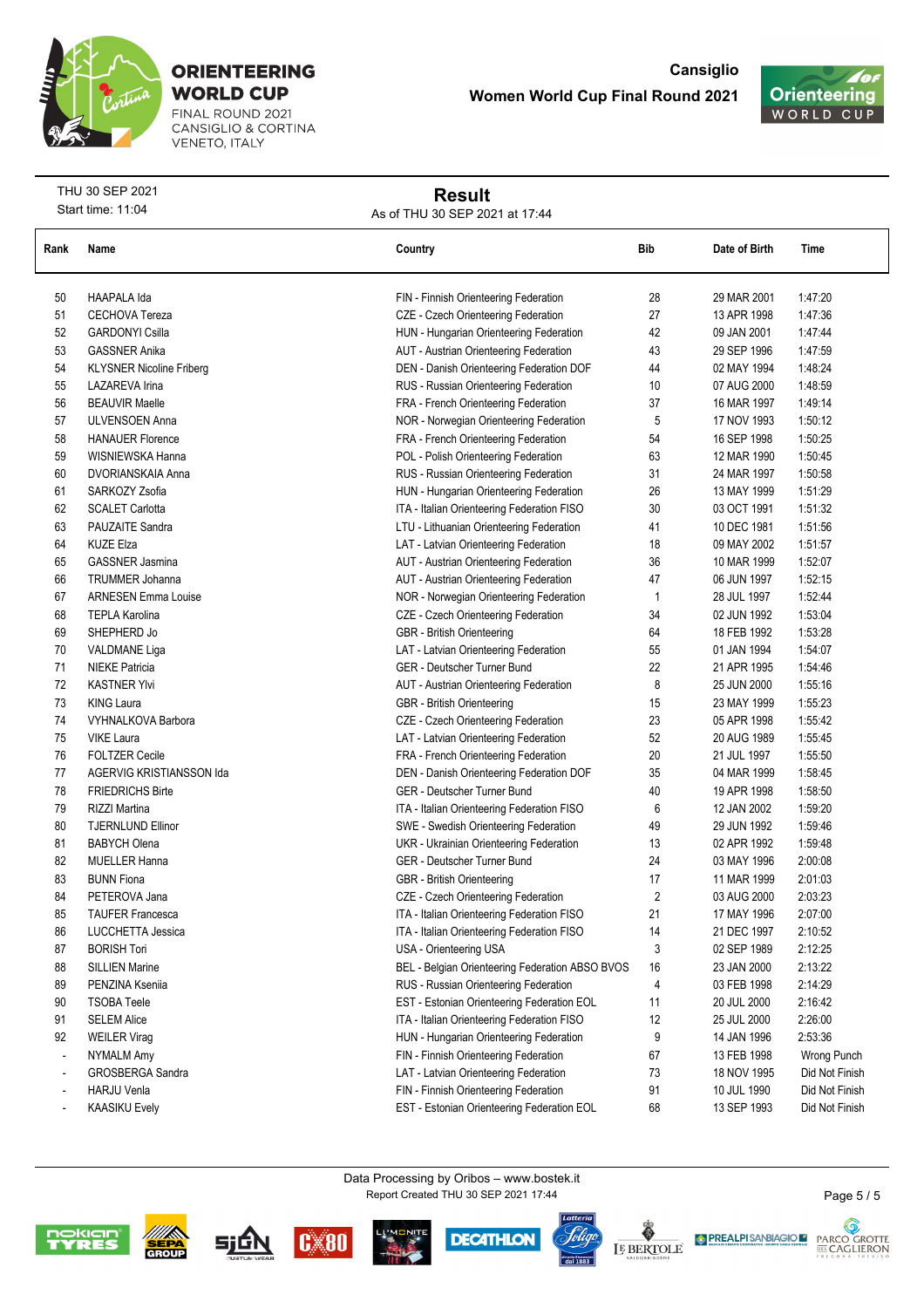**ORIENTEERING WORLD CUP**
FINAL ROUND 2021
CANSIGLIO & CORTINA
VENETO, ITALY

**Cansiglio**
**Women World Cup Final Round 2021**

THU 30 SEP 2021
Start time: 11:04

## Result

As of THU 30 SEP 2021 at 17:44

| Rank | Name | Country | Bib | Date of Birth | Time |
|---|---|---|---|---|---|
| 50 | HAAPALA Ida | FIN - Finnish Orienteering Federation | 28 | 29 MAR 2001 | 1:47:20 |
| 51 | CECHOVA Tereza | CZE - Czech Orienteering Federation | 27 | 13 APR 1998 | 1:47:36 |
| 52 | GARDONYI Csilla | HUN - Hungarian Orienteering Federation | 42 | 09 JAN 2001 | 1:47:44 |
| 53 | GASSNER Anika | AUT - Austrian Orienteering Federation | 43 | 29 SEP 1996 | 1:47:59 |
| 54 | KLYSNER Nicoline Friberg | DEN - Danish Orienteering Federation DOF | 44 | 02 MAY 1994 | 1:48:24 |
| 55 | LAZAREVA Irina | RUS - Russian Orienteering Federation | 10 | 07 AUG 2000 | 1:48:59 |
| 56 | BEAUVIR Maelle | FRA - French Orienteering Federation | 37 | 16 MAR 1997 | 1:49:14 |
| 57 | ULVENSOEN Anna | NOR - Norwegian Orienteering Federation | 5 | 17 NOV 1993 | 1:50:12 |
| 58 | HANAUER Florence | FRA - French Orienteering Federation | 54 | 16 SEP 1998 | 1:50:25 |
| 59 | WISNIEWSKA Hanna | POL - Polish Orienteering Federation | 63 | 12 MAR 1990 | 1:50:45 |
| 60 | DVORIANSKAIA Anna | RUS - Russian Orienteering Federation | 31 | 24 MAR 1997 | 1:50:58 |
| 61 | SARKOZY Zsofia | HUN - Hungarian Orienteering Federation | 26 | 13 MAY 1999 | 1:51:29 |
| 62 | SCALET Carlotta | ITA - Italian Orienteering Federation FISO | 30 | 03 OCT 1991 | 1:51:32 |
| 63 | PAUZAITE Sandra | LTU - Lithuanian Orienteering Federation | 41 | 10 DEC 1981 | 1:51:56 |
| 64 | KUZE Elza | LAT - Latvian Orienteering Federation | 18 | 09 MAY 2002 | 1:51:57 |
| 65 | GASSNER Jasmina | AUT - Austrian Orienteering Federation | 36 | 10 MAR 1999 | 1:52:07 |
| 66 | TRUMMER Johanna | AUT - Austrian Orienteering Federation | 47 | 06 JUN 1997 | 1:52:15 |
| 67 | ARNESEN Emma Louise | NOR - Norwegian Orienteering Federation | 1 | 28 JUL 1997 | 1:52:44 |
| 68 | TEPLA Karolina | CZE - Czech Orienteering Federation | 34 | 02 JUN 1992 | 1:53:04 |
| 69 | SHEPHERD Jo | GBR - British Orienteering | 64 | 18 FEB 1992 | 1:53:28 |
| 70 | VALDMANE Liga | LAT - Latvian Orienteering Federation | 55 | 01 JAN 1994 | 1:54:07 |
| 71 | NIEKE Patricia | GER - Deutscher Turner Bund | 22 | 21 APR 1995 | 1:54:46 |
| 72 | KASTNER Ylvi | AUT - Austrian Orienteering Federation | 8 | 25 JUN 2000 | 1:55:16 |
| 73 | KING Laura | GBR - British Orienteering | 15 | 23 MAY 1999 | 1:55:23 |
| 74 | VYHNALKOVA Barbora | CZE - Czech Orienteering Federation | 23 | 05 APR 1998 | 1:55:42 |
| 75 | VIKE Laura | LAT - Latvian Orienteering Federation | 52 | 20 AUG 1989 | 1:55:45 |
| 76 | FOLTZER Cecile | FRA - French Orienteering Federation | 20 | 21 JUL 1997 | 1:55:50 |
| 77 | AGERVIG KRISTIANSSON Ida | DEN - Danish Orienteering Federation DOF | 35 | 04 MAR 1999 | 1:58:45 |
| 78 | FRIEDRICHS Birte | GER - Deutscher Turner Bund | 40 | 19 APR 1998 | 1:58:50 |
| 79 | RIZZI Martina | ITA - Italian Orienteering Federation FISO | 6 | 12 JAN 2002 | 1:59:20 |
| 80 | TJERNLUND Ellinor | SWE - Swedish Orienteering Federation | 49 | 29 JUN 1992 | 1:59:46 |
| 81 | BABYCH Olena | UKR - Ukrainian Orienteering Federation | 13 | 02 APR 1992 | 1:59:48 |
| 82 | MUELLER Hanna | GER - Deutscher Turner Bund | 24 | 03 MAY 1996 | 2:00:08 |
| 83 | BUNN Fiona | GBR - British Orienteering | 17 | 11 MAR 1999 | 2:01:03 |
| 84 | PETEROVA Jana | CZE - Czech Orienteering Federation | 2 | 03 AUG 2000 | 2:03:23 |
| 85 | TAUFER Francesca | ITA - Italian Orienteering Federation FISO | 21 | 17 MAY 1996 | 2:07:00 |
| 86 | LUCCHETTA Jessica | ITA - Italian Orienteering Federation FISO | 14 | 21 DEC 1997 | 2:10:52 |
| 87 | BORISH Tori | USA - Orienteering USA | 3 | 02 SEP 1989 | 2:12:25 |
| 88 | SILLIEN Marine | BEL - Belgian Orienteering Federation ABSO BVOS | 16 | 23 JAN 2000 | 2:13:22 |
| 89 | PENZINA Kseniia | RUS - Russian Orienteering Federation | 4 | 03 FEB 1998 | 2:14:29 |
| 90 | TSOBA Teele | EST - Estonian Orienteering Federation EOL | 11 | 20 JUL 2000 | 2:16:42 |
| 91 | SELEM Alice | ITA - Italian Orienteering Federation FISO | 12 | 25 JUL 2000 | 2:26:00 |
| 92 | WEILER Virag | HUN - Hungarian Orienteering Federation | 9 | 14 JAN 1996 | 2:53:36 |
| - | NYMALM Amy | FIN - Finnish Orienteering Federation | 67 | 13 FEB 1998 | Wrong Punch |
| - | GROSBERGA Sandra | LAT - Latvian Orienteering Federation | 73 | 18 NOV 1995 | Did Not Finish |
| - | HARJU Venla | FIN - Finnish Orienteering Federation | 91 | 10 JUL 1990 | Did Not Finish |
| - | KAASIKU Evely | EST - Estonian Orienteering Federation EOL | 68 | 13 SEP 1993 | Did Not Finish |

Data Processing by Oribos – www.bostek.it
Report Created THU 30 SEP 2021 17:44